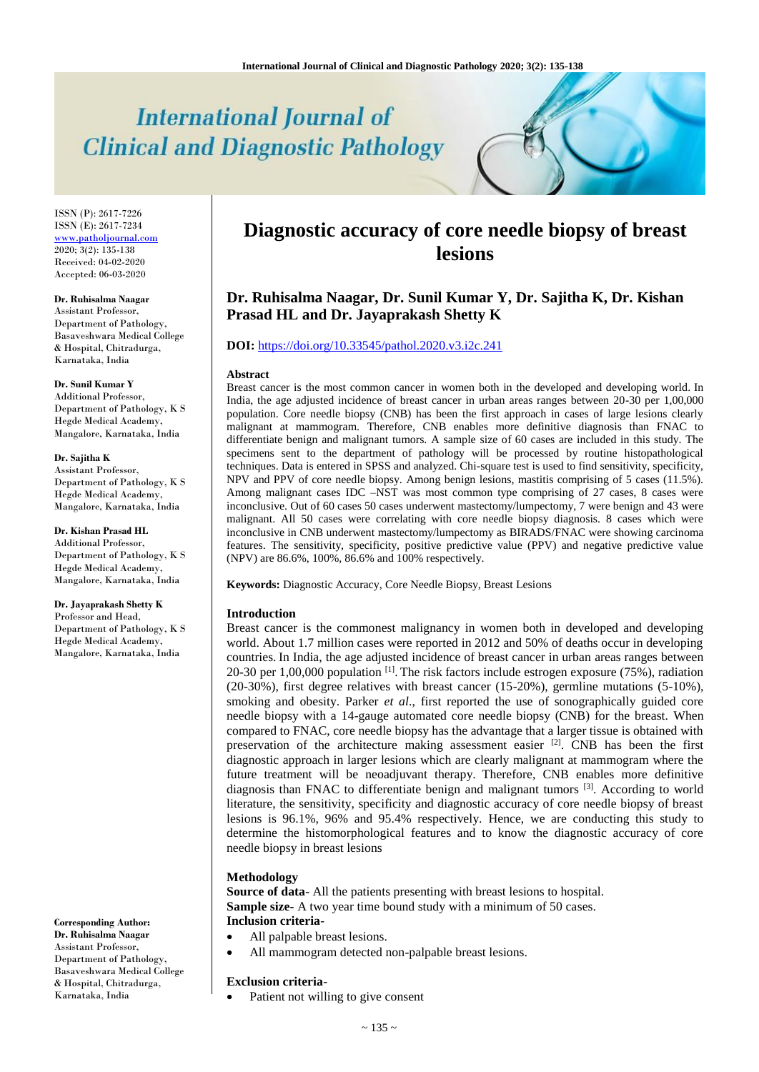# International Journal of Clinical and Diagnostic Pathology

ISSN (P): 2617-7226
ISSN (E): 2617-7234
www.patholjournal.com
2020; 3(2): 135-138
Received: 04-02-2020
Accepted: 06-03-2020

**Dr. Ruhisalma Naagar**
Assistant Professor, Department of Pathology, Basaveshwara Medical College & Hospital, Chitradurga, Karnataka, India

**Dr. Sunil Kumar Y**
Additional Professor, Department of Pathology, K S Hegde Medical Academy, Mangalore, Karnataka, India

**Dr. Sajitha K**
Assistant Professor, Department of Pathology, K S Hegde Medical Academy, Mangalore, Karnataka, India

**Dr. Kishan Prasad HL**
Additional Professor, Department of Pathology, K S Hegde Medical Academy, Mangalore, Karnataka, India

**Dr. Jayaprakash Shetty K**
Professor and Head, Department of Pathology, K S Hegde Medical Academy, Mangalore, Karnataka, India

**Corresponding Author:**
**Dr. Ruhisalma Naagar**
Assistant Professor, Department of Pathology, Basaveshwara Medical College & Hospital, Chitradurga, Karnataka, India

# Diagnostic accuracy of core needle biopsy of breast lesions

## Dr. Ruhisalma Naagar, Dr. Sunil Kumar Y, Dr. Sajitha K, Dr. Kishan Prasad HL and Dr. Jayaprakash Shetty K

**DOI:** https://doi.org/10.33545/pathol.2020.v3.i2c.241

### Abstract

Breast cancer is the most common cancer in women both in the developed and developing world. In India, the age adjusted incidence of breast cancer in urban areas ranges between 20-30 per 1,00,000 population. Core needle biopsy (CNB) has been the first approach in cases of large lesions clearly malignant at mammogram. Therefore, CNB enables more definitive diagnosis than FNAC to differentiate benign and malignant tumors. A sample size of 60 cases are included in this study. The specimens sent to the department of pathology will be processed by routine histopathological techniques. Data is entered in SPSS and analyzed. Chi-square test is used to find sensitivity, specificity, NPV and PPV of core needle biopsy. Among benign lesions, mastitis comprising of 5 cases (11.5%). Among malignant cases IDC –NST was most common type comprising of 27 cases, 8 cases were inconclusive. Out of 60 cases 50 cases underwent mastectomy/lumpectomy, 7 were benign and 43 were malignant. All 50 cases were correlating with core needle biopsy diagnosis. 8 cases which were inconclusive in CNB underwent mastectomy/lumpectomy as BIRADS/FNAC were showing carcinoma features. The sensitivity, specificity, positive predictive value (PPV) and negative predictive value (NPV) are 86.6%, 100%, 86.6% and 100% respectively.

**Keywords:** Diagnostic Accuracy, Core Needle Biopsy, Breast Lesions

### Introduction

Breast cancer is the commonest malignancy in women both in developed and developing world. About 1.7 million cases were reported in 2012 and 50% of deaths occur in developing countries. In India, the age adjusted incidence of breast cancer in urban areas ranges between 20-30 per 1,00,000 population [1]. The risk factors include estrogen exposure (75%), radiation (20-30%), first degree relatives with breast cancer (15-20%), germline mutations (5-10%), smoking and obesity. Parker *et al*., first reported the use of sonographically guided core needle biopsy with a 14-gauge automated core needle biopsy (CNB) for the breast. When compared to FNAC, core needle biopsy has the advantage that a larger tissue is obtained with preservation of the architecture making assessment easier [2]. CNB has been the first diagnostic approach in larger lesions which are clearly malignant at mammogram where the future treatment will be neoadjuvant therapy. Therefore, CNB enables more definitive diagnosis than FNAC to differentiate benign and malignant tumors [3]. According to world literature, the sensitivity, specificity and diagnostic accuracy of core needle biopsy of breast lesions is 96.1%, 96% and 95.4% respectively. Hence, we are conducting this study to determine the histomorphological features and to know the diagnostic accuracy of core needle biopsy in breast lesions

### Methodology

**Source of data**- All the patients presenting with breast lesions to hospital.
**Sample size**- A two year time bound study with a minimum of 50 cases.
**Inclusion criteria**-

- All palpable breast lesions.
- All mammogram detected non-palpable breast lesions.

**Exclusion criteria**-

- Patient not willing to give consent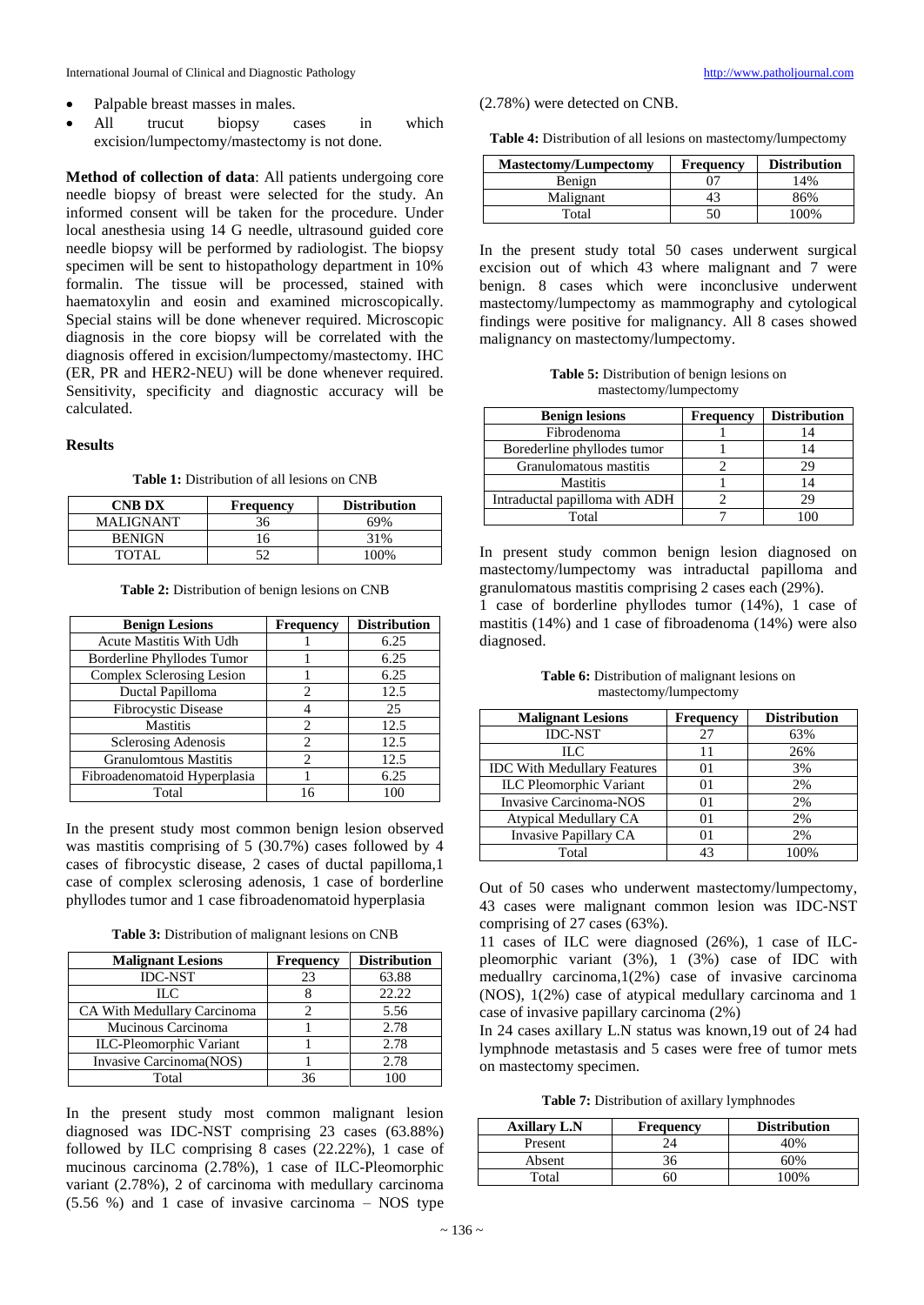- Palpable breast masses in males.
- All trucut biopsy cases in which excision/lumpectomy/mastectomy is not done.

**Method of collection of data**: All patients undergoing core needle biopsy of breast were selected for the study. An informed consent will be taken for the procedure. Under local anesthesia using 14 G needle, ultrasound guided core needle biopsy will be performed by radiologist. The biopsy specimen will be sent to histopathology department in 10% formalin. The tissue will be processed, stained with haematoxylin and eosin and examined microscopically. Special stains will be done whenever required. Microscopic diagnosis in the core biopsy will be correlated with the diagnosis offered in excision/lumpectomy/mastectomy. IHC (ER, PR and HER2-NEU) will be done whenever required. Sensitivity, specificity and diagnostic accuracy will be calculated.

## Results

**Table 1:** Distribution of all lesions on CNB

| CNB DX | Frequency | Distribution |
|---|---|---|
| MALIGNANT | 36 | 69% |
| BENIGN | 16 | 31% |
| TOTAL | 52 | 100% |

**Table 2:** Distribution of benign lesions on CNB

| Benign Lesions | Frequency | Distribution |
|---|---|---|
| Acute Mastitis With Udh | 1 | 6.25 |
| Borderline Phyllodes Tumor | 1 | 6.25 |
| Complex Sclerosing Lesion | 1 | 6.25 |
| Ductal Papilloma | 2 | 12.5 |
| Fibrocystic Disease | 4 | 25 |
| Mastitis | 2 | 12.5 |
| Sclerosing Adenosis | 2 | 12.5 |
| Granulomtous Mastitis | 2 | 12.5 |
| Fibroadenomatoid Hyperplasia | 1 | 6.25 |
| Total | 16 | 100 |

In the present study most common benign lesion observed was mastitis comprising of 5 (30.7%) cases followed by 4 cases of fibrocystic disease, 2 cases of ductal papilloma,1 case of complex sclerosing adenosis, 1 case of borderline phyllodes tumor and 1 case fibroadenomatoid hyperplasia

**Table 3:** Distribution of malignant lesions on CNB

| Malignant Lesions | Frequency | Distribution |
|---|---|---|
| IDC-NST | 23 | 63.88 |
| ILC | 8 | 22.22 |
| CA With Medullary Carcinoma | 2 | 5.56 |
| Mucinous Carcinoma | 1 | 2.78 |
| ILC-Pleomorphic Variant | 1 | 2.78 |
| Invasive Carcinoma(NOS) | 1 | 2.78 |
| Total | 36 | 100 |

In the present study most common malignant lesion diagnosed was IDC-NST comprising 23 cases (63.88%) followed by ILC comprising 8 cases (22.22%), 1 case of mucinous carcinoma (2.78%), 1 case of ILC-Pleomorphic variant (2.78%), 2 of carcinoma with medullary carcinoma (5.56 %) and 1 case of invasive carcinoma – NOS type (2.78%) were detected on CNB.

**Table 4:** Distribution of all lesions on mastectomy/lumpectomy

| Mastectomy/Lumpectomy | Frequency | Distribution |
|---|---|---|
| Benign | 07 | 14% |
| Malignant | 43 | 86% |
| Total | 50 | 100% |

In the present study total 50 cases underwent surgical excision out of which 43 where malignant and 7 were benign. 8 cases which were inconclusive underwent mastectomy/lumpectomy as mammography and cytological findings were positive for malignancy. All 8 cases showed malignancy on mastectomy/lumpectomy.

**Table 5:** Distribution of benign lesions on mastectomy/lumpectomy

| Benign lesions | Frequency | Distribution |
|---|---|---|
| Fibrodenoma | 1 | 14 |
| Borederline phyllodes tumor | 1 | 14 |
| Granulomatous mastitis | 2 | 29 |
| Mastitis | 1 | 14 |
| Intraductal papilloma with ADH | 2 | 29 |
| Total | 7 | 100 |

In present study common benign lesion diagnosed on mastectomy/lumpectomy was intraductal papilloma and granulomatous mastitis comprising 2 cases each (29%).
1 case of borderline phyllodes tumor (14%), 1 case of mastitis (14%) and 1 case of fibroadenoma (14%) were also diagnosed.

**Table 6:** Distribution of malignant lesions on mastectomy/lumpectomy

| Malignant Lesions | Frequency | Distribution |
|---|---|---|
| IDC-NST | 27 | 63% |
| ILC | 11 | 26% |
| IDC With Medullary Features | 01 | 3% |
| ILC Pleomorphic Variant | 01 | 2% |
| Invasive Carcinoma-NOS | 01 | 2% |
| Atypical Medullary CA | 01 | 2% |
| Invasive Papillary CA | 01 | 2% |
| Total | 43 | 100% |

Out of 50 cases who underwent mastectomy/lumpectomy, 43 cases were malignant common lesion was IDC-NST comprising of 27 cases (63%).
11 cases of ILC were diagnosed (26%), 1 case of ILC-pleomorphic variant (3%), 1 (3%) case of IDC with meduallry carcinoma,1(2%) case of invasive carcinoma (NOS), 1(2%) case of atypical medullary carcinoma and 1 case of invasive papillary carcinoma (2%)
In 24 cases axillary L.N status was known,19 out of 24 had lymphnode metastasis and 5 cases were free of tumor mets on mastectomy specimen.

**Table 7:** Distribution of axillary lymphnodes

| Axillary L.N | Frequency | Distribution |
|---|---|---|
| Present | 24 | 40% |
| Absent | 36 | 60% |
| Total | 60 | 100% |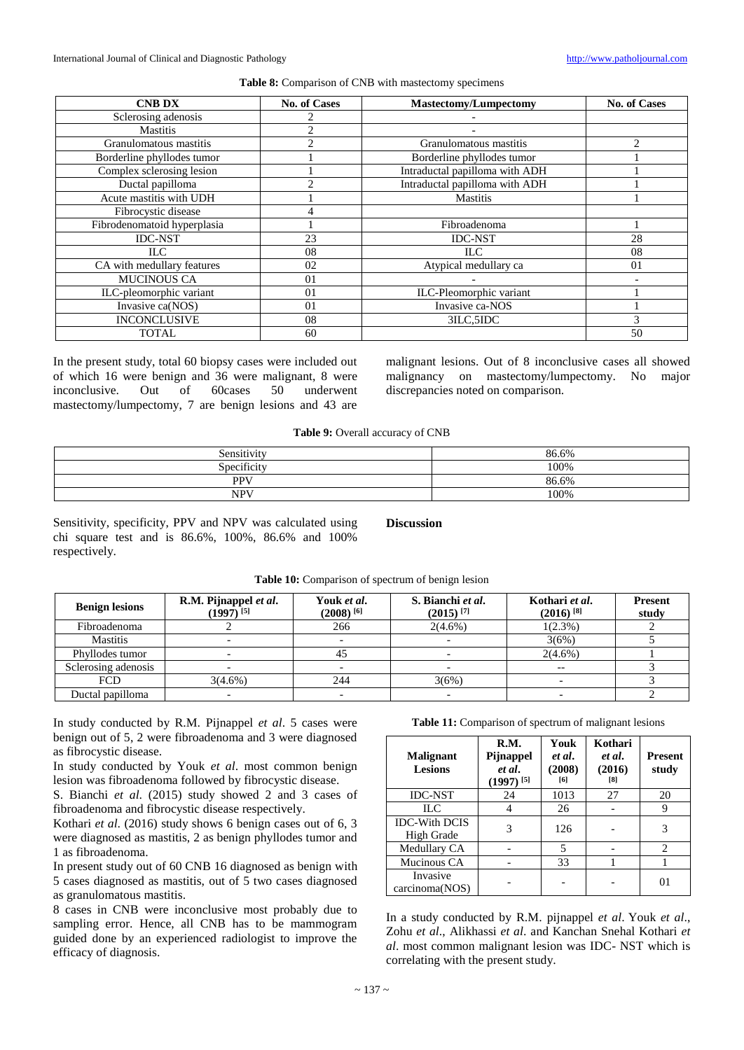**Table 8:** Comparison of CNB with mastectomy specimens

| CNB DX | No. of Cases | Mastectomy/Lumpectomy | No. of Cases |
|---|---|---|---|
| Sclerosing adenosis | 2 | - | |
| Mastitis | 2 | - | |
| Granulomatous mastitis | 2 | Granulomatous mastitis | 2 |
| Borderline phyllodes tumor | 1 | Borderline phyllodes tumor | 1 |
| Complex sclerosing lesion | 1 | Intraductal papilloma with ADH | 1 |
| Ductal papilloma | 2 | Intraductal papilloma with ADH | 1 |
| Acute mastitis with UDH | 1 | Mastitis | 1 |
| Fibrocystic disease | 4 | | |
| Fibrodenomatoid hyperplasia | 1 | Fibroadenoma | 1 |
| IDC-NST | 23 | IDC-NST | 28 |
| ILC | 08 | ILC | 08 |
| CA with medullary features | 02 | Atypical medullary ca | 01 |
| MUCINOUS CA | 01 | - | - |
| ILC-pleomorphic variant | 01 | ILC-Pleomorphic variant | 1 |
| Invasive ca(NOS) | 01 | Invasive ca-NOS | 1 |
| INCONCLUSIVE | 08 | 3ILC,5IDC | 3 |
| TOTAL | 60 | | 50 |

In the present study, total 60 biopsy cases were included out of which 16 were benign and 36 were malignant, 8 were inconclusive. Out of 60cases 50 underwent mastectomy/lumpectomy, 7 are benign lesions and 43 are malignant lesions. Out of 8 inconclusive cases all showed malignancy on mastectomy/lumpectomy. No major discrepancies noted on comparison.

**Table 9:** Overall accuracy of CNB

| | |
|---|---|
| Sensitivity | 86.6% |
| Specificity | 100% |
| PPV | 86.6% |
| NPV | 100% |

Sensitivity, specificity, PPV and NPV was calculated using chi square test and is 86.6%, 100%, 86.6% and 100% respectively.

## Discussion

**Table 10:** Comparison of spectrum of benign lesion

| Benign lesions | R.M. Pijnappel *et al.* (1997) [5] | Youk *et al.* (2008) [6] | S. Bianchi *et al.* (2015) [7] | Kothari *et al.* (2016) [8] | Present study |
|---|---|---|---|---|---|
| Fibroadenoma | 2 | 266 | 2(4.6%) | 1(2.3%) | 2 |
| Mastitis | - | - | - | 3(6%) | 5 |
| Phyllodes tumor | - | 45 | - | 2(4.6%) | 1 |
| Sclerosing adenosis | - | - | - | -- | 3 |
| FCD | 3(4.6%) | 244 | 3(6%) | - | 3 |
| Ductal papilloma | - | - | - | - | 2 |

In study conducted by R.M. Pijnappel *et al*. 5 cases were benign out of 5, 2 were fibroadenoma and 3 were diagnosed as fibrocystic disease.

In study conducted by Youk *et al*. most common benign lesion was fibroadenoma followed by fibrocystic disease.

S. Bianchi *et al.* (2015) study showed 2 and 3 cases of fibroadenoma and fibrocystic disease respectively.

Kothari *et al.* (2016) study shows 6 benign cases out of 6, 3 were diagnosed as mastitis, 2 as benign phyllodes tumor and 1 as fibroadenoma.

In present study out of 60 CNB 16 diagnosed as benign with 5 cases diagnosed as mastitis, out of 5 two cases diagnosed as granulomatous mastitis.

8 cases in CNB were inconclusive most probably due to sampling error. Hence, all CNB has to be mammogram guided done by an experienced radiologist to improve the efficacy of diagnosis.

**Table 11:** Comparison of spectrum of malignant lesions

| Malignant Lesions | R.M. Pijnappel *et al.* (1997) [5] | Youk *et al.* (2008) [6] | Kothari *et al.* (2016) [8] | Present study |
|---|---|---|---|---|
| IDC-NST | 24 | 1013 | 27 | 20 |
| ILC | 4 | 26 | - | 9 |
| IDC-With DCIS High Grade | 3 | 126 | - | 3 |
| Medullary CA | - | 5 | - | 2 |
| Mucinous CA | - | 33 | 1 | 1 |
| Invasive carcinoma(NOS) | - | - | - | 01 |

In a study conducted by R.M. pijnappel *et al*. Youk *et al*., Zohu *et al*., Alikhassi *et al*. and Kanchan Snehal Kothari *et al*. most common malignant lesion was IDC- NST which is correlating with the present study.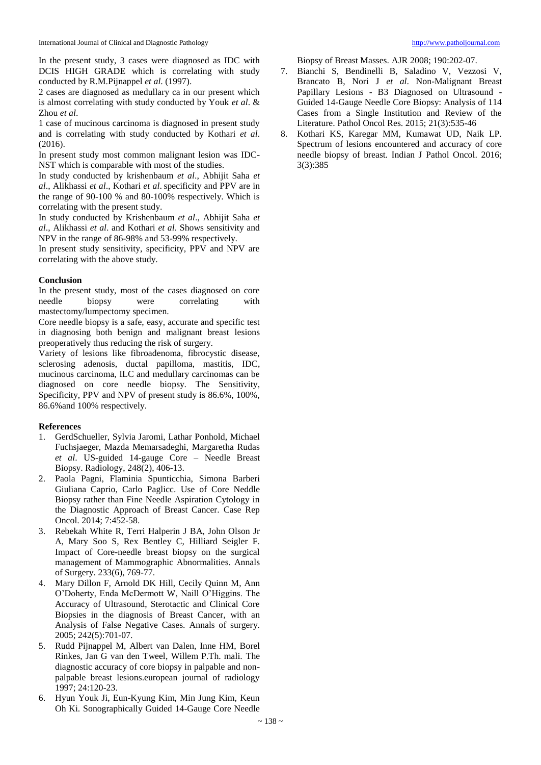In the present study, 3 cases were diagnosed as IDC with DCIS HIGH GRADE which is correlating with study conducted by R.M.Pijnappel *et al.* (1997).

2 cases are diagnosed as medullary ca in our present which is almost correlating with study conducted by Youk *et al*. & Zhou *et al*.

1 case of mucinous carcinoma is diagnosed in present study and is correlating with study conducted by Kothari *et al*. (2016).

In present study most common malignant lesion was IDC-NST which is comparable with most of the studies.

In study conducted by krishenbaum *et al*., Abhijit Saha *et al*., Alikhassi *et al*., Kothari *et al*. specificity and PPV are in the range of 90-100 % and 80-100% respectively. Which is correlating with the present study.

In study conducted by Krishenbaum *et al*., Abhijit Saha *et al*., Alikhassi *et al*. and Kothari *et al*. Shows sensitivity and NPV in the range of 86-98% and 53-99% respectively.

In present study sensitivity, specificity, PPV and NPV are correlating with the above study.

## Conclusion

In the present study, most of the cases diagnosed on core needle biopsy were correlating with mastectomy/lumpectomy specimen.

Core needle biopsy is a safe, easy, accurate and specific test in diagnosing both benign and malignant breast lesions preoperatively thus reducing the risk of surgery.

Variety of lesions like fibroadenoma, fibrocystic disease, sclerosing adenosis, ductal papilloma, mastitis, IDC, mucinous carcinoma, ILC and medullary carcinomas can be diagnosed on core needle biopsy. The Sensitivity, Specificity, PPV and NPV of present study is 86.6%, 100%, 86.6%and 100% respectively.

## References

1. GerdSchueller, Sylvia Jaromi, Lathar Ponhold, Michael Fuchsjaeger, Mazda Memarsadeghi, Margaretha Rudas *et al*. US-guided 14-gauge Core – Needle Breast Biopsy. Radiology, 248(2), 406-13.
2. Paola Pagni, Flaminia Spunticchia, Simona Barberi Giuliana Caprio, Carlo Paglicc. Use of Core Neddle Biopsy rather than Fine Needle Aspiration Cytology in the Diagnostic Approach of Breast Cancer. Case Rep Oncol. 2014; 7:452-58.
3. Rebekah White R, Terri Halperin J BA, John Olson Jr A, Mary Soo S, Rex Bentley C, Hilliard Seigler F. Impact of Core-needle breast biopsy on the surgical management of Mammographic Abnormalities. Annals of Surgery. 233(6), 769-77.
4. Mary Dillon F, Arnold DK Hill, Cecily Quinn M, Ann O'Doherty, Enda McDermott W, Naill O'Higgins. The Accuracy of Ultrasound, Sterotactic and Clinical Core Biopsies in the diagnosis of Breast Cancer, with an Analysis of False Negative Cases. Annals of surgery. 2005; 242(5):701-07.
5. Rudd Pijnappel M, Albert van Dalen, Inne HM, Borel Rinkes, Jan G van den Tweel, Willem P.Th. mali. The diagnostic accuracy of core biopsy in palpable and non-palpable breast lesions.european journal of radiology 1997; 24:120-23.
6. Hyun Youk Ji, Eun-Kyung Kim, Min Jung Kim, Keun Oh Ki. Sonographically Guided 14-Gauge Core Needle Biopsy of Breast Masses. AJR 2008; 190:202-07.
7. Bianchi S, Bendinelli B, Saladino V, Vezzosi V, Brancato B, Nori J *et al*. Non-Malignant Breast Papillary Lesions - B3 Diagnosed on Ultrasound - Guided 14-Gauge Needle Core Biopsy: Analysis of 114 Cases from a Single Institution and Review of the Literature. Pathol Oncol Res. 2015; 21(3):535-46
8. Kothari KS, Karegar MM, Kumawat UD, Naik LP. Spectrum of lesions encountered and accuracy of core needle biopsy of breast. Indian J Pathol Oncol. 2016; 3(3):385